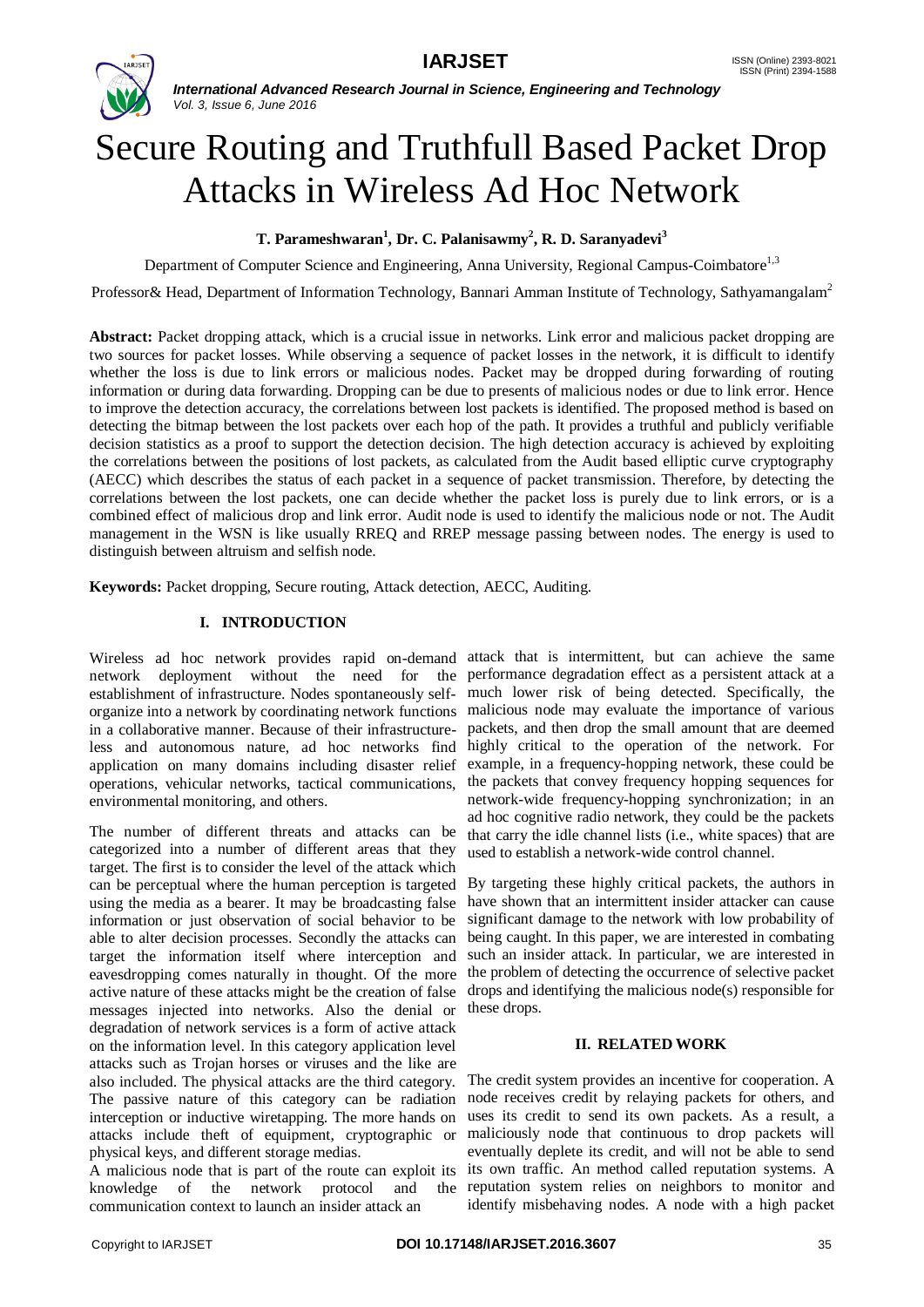# Secure Routing and Truthfull Based Packet Drop Attacks in Wireless Ad Hoc Network

**T. Parameshwaran[1], Dr. C. Palanisawmy[2], R. D. Saranyadevi[3]**

Department of Computer Science and Engineering, Anna University, Regional Campus-Coimbatore[1,3]

Professor& Head, Department of Information Technology, Bannari Amman Institute of Technology, Sathyamangalam[2]

**Abstract:** Packet dropping attack, which is a crucial issue in networks. Link error and malicious packet dropping are two sources for packet losses. While observing a sequence of packet losses in the network, it is difficult to identify whether the loss is due to link errors or malicious nodes. Packet may be dropped during forwarding of routing information or during data forwarding. Dropping can be due to presents of malicious nodes or due to link error. Hence to improve the detection accuracy, the correlations between lost packets is identified. The proposed method is based on detecting the bitmap between the lost packets over each hop of the path. It provides a truthful and publicly verifiable decision statistics as a proof to support the detection decision. The high detection accuracy is achieved by exploiting the correlations between the positions of lost packets, as calculated from the Audit based elliptic curve cryptography (AECC) which describes the status of each packet in a sequence of packet transmission. Therefore, by detecting the correlations between the lost packets, one can decide whether the packet loss is purely due to link errors, or is a combined effect of malicious drop and link error. Audit node is used to identify the malicious node or not. The Audit management in the WSN is like usually RREQ and RREP message passing between nodes. The energy is used to distinguish between altruism and selfish node.

**Keywords:** Packet dropping, Secure routing, Attack detection, AECC, Auditing.

## I. INTRODUCTION

Wireless ad hoc network provides rapid on-demand network deployment without the need for the establishment of infrastructure. Nodes spontaneously self-organize into a network by coordinating network functions in a collaborative manner. Because of their infrastructure-less and autonomous nature, ad hoc networks find application on many domains including disaster relief operations, vehicular networks, tactical communications, environmental monitoring, and others.

The number of different threats and attacks can be categorized into a number of different areas that they target. The first is to consider the level of the attack which can be perceptual where the human perception is targeted using the media as a bearer. It may be broadcasting false information or just observation of social behavior to be able to alter decision processes. Secondly the attacks can target the information itself where interception and eavesdropping comes naturally in thought. Of the more active nature of these attacks might be the creation of false messages injected into networks. Also the denial or degradation of network services is a form of active attack on the information level. In this category application level attacks such as Trojan horses or viruses and the like are also included. The physical attacks are the third category. The passive nature of this category can be radiation interception or inductive wiretapping. The more hands on attacks include theft of equipment, cryptographic or physical keys, and different storage medias.

A malicious node that is part of the route can exploit its knowledge of the network protocol and the communication context to launch an insider attack an attack that is intermittent, but can achieve the same performance degradation effect as a persistent attack at a much lower risk of being detected. Specifically, the malicious node may evaluate the importance of various packets, and then drop the small amount that are deemed highly critical to the operation of the network. For example, in a frequency-hopping network, these could be the packets that convey frequency hopping sequences for network-wide frequency-hopping synchronization; in an ad hoc cognitive radio network, they could be the packets that carry the idle channel lists (i.e., white spaces) that are used to establish a network-wide control channel.

By targeting these highly critical packets, the authors in have shown that an intermittent insider attacker can cause significant damage to the network with low probability of being caught. In this paper, we are interested in combating such an insider attack. In particular, we are interested in the problem of detecting the occurrence of selective packet drops and identifying the malicious node(s) responsible for these drops.

## II. RELATED WORK

The credit system provides an incentive for cooperation. A node receives credit by relaying packets for others, and uses its credit to send its own packets. As a result, a maliciously node that continuous to drop packets will eventually deplete its credit, and will not be able to send its own traffic. An method called reputation systems. A reputation system relies on neighbors to monitor and identify misbehaving nodes. A node with a high packet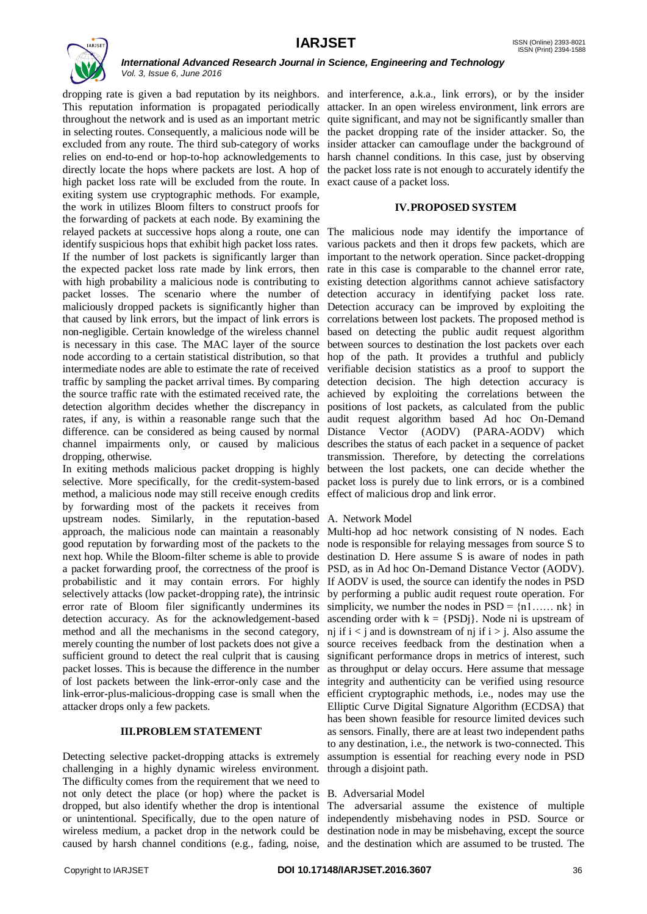dropping rate is given a bad reputation by its neighbors. This reputation information is propagated periodically throughout the network and is used as an important metric in selecting routes. Consequently, a malicious node will be excluded from any route. The third sub-category of works relies on end-to-end or hop-to-hop acknowledgements to directly locate the hops where packets are lost. A hop of high packet loss rate will be excluded from the route. In exiting system use cryptographic methods. For example, the work in utilizes Bloom filters to construct proofs for the forwarding of packets at each node. By examining the relayed packets at successive hops along a route, one can identify suspicious hops that exhibit high packet loss rates. If the number of lost packets is significantly larger than the expected packet loss rate made by link errors, then with high probability a malicious node is contributing to packet losses. The scenario where the number of maliciously dropped packets is significantly higher than that caused by link errors, but the impact of link errors is non-negligible. Certain knowledge of the wireless channel is necessary in this case. The MAC layer of the source node according to a certain statistical distribution, so that intermediate nodes are able to estimate the rate of received traffic by sampling the packet arrival times. By comparing the source traffic rate with the estimated received rate, the detection algorithm decides whether the discrepancy in rates, if any, is within a reasonable range such that the difference. can be considered as being caused by normal channel impairments only, or caused by malicious dropping, otherwise.

In exiting methods malicious packet dropping is highly selective. More specifically, for the credit-system-based method, a malicious node may still receive enough credits by forwarding most of the packets it receives from upstream nodes. Similarly, in the reputation-based approach, the malicious node can maintain a reasonably good reputation by forwarding most of the packets to the next hop. While the Bloom-filter scheme is able to provide a packet forwarding proof, the correctness of the proof is probabilistic and it may contain errors. For highly selectively attacks (low packet-dropping rate), the intrinsic error rate of Bloom filer significantly undermines its detection accuracy. As for the acknowledgement-based method and all the mechanisms in the second category, merely counting the number of lost packets does not give a sufficient ground to detect the real culprit that is causing packet losses. This is because the difference in the number of lost packets between the link-error-only case and the link-error-plus-malicious-dropping case is small when the attacker drops only a few packets.

## III. PROBLEM STATEMENT

Detecting selective packet-dropping attacks is extremely challenging in a highly dynamic wireless environment. The difficulty comes from the requirement that we need to not only detect the place (or hop) where the packet is dropped, but also identify whether the drop is intentional or unintentional. Specifically, due to the open nature of wireless medium, a packet drop in the network could be caused by harsh channel conditions (e.g., fading, noise, and interference, a.k.a., link errors), or by the insider attacker. In an open wireless environment, link errors are quite significant, and may not be significantly smaller than the packet dropping rate of the insider attacker. So, the insider attacker can camouflage under the background of harsh channel conditions. In this case, just by observing the packet loss rate is not enough to accurately identify the exact cause of a packet loss.

## IV. PROPOSED SYSTEM

The malicious node may identify the importance of various packets and then it drops few packets, which are important to the network operation. Since packet-dropping rate in this case is comparable to the channel error rate, existing detection algorithms cannot achieve satisfactory detection accuracy in identifying packet loss rate. Detection accuracy can be improved by exploiting the correlations between lost packets. The proposed method is based on detecting the public audit request algorithm between sources to destination the lost packets over each hop of the path. It provides a truthful and publicly verifiable decision statistics as a proof to support the detection decision. The high detection accuracy is achieved by exploiting the correlations between the positions of lost packets, as calculated from the public audit request algorithm based Ad hoc On-Demand Distance Vector (AODV) (PARA-AODV) which describes the status of each packet in a sequence of packet transmission. Therefore, by detecting the correlations between the lost packets, one can decide whether the packet loss is purely due to link errors, or is a combined effect of malicious drop and link error.

### A. Network Model

Multi-hop ad hoc network consisting of N nodes. Each node is responsible for relaying messages from source S to destination D. Here assume S is aware of nodes in path PSD, as in Ad hoc On-Demand Distance Vector (AODV). If AODV is used, the source can identify the nodes in PSD by performing a public audit request route operation. For simplicity, we number the nodes in PSD = {n1…… nk} in ascending order with k = {PSDj}. Node ni is upstream of nj if $i < j$ and is downstream of nj if $i > j$. Also assume the source receives feedback from the destination when a significant performance drops in metrics of interest, such as throughput or delay occurs. Here assume that message integrity and authenticity can be verified using resource efficient cryptographic methods, i.e., nodes may use the Elliptic Curve Digital Signature Algorithm (ECDSA) that has been shown feasible for resource limited devices such as sensors. Finally, there are at least two independent paths to any destination, i.e., the network is two-connected. This assumption is essential for reaching every node in PSD through a disjoint path.

### B. Adversarial Model

The adversarial assume the existence of multiple independently misbehaving nodes in PSD. Source or destination node in may be misbehaving, except the source and the destination which are assumed to be trusted. The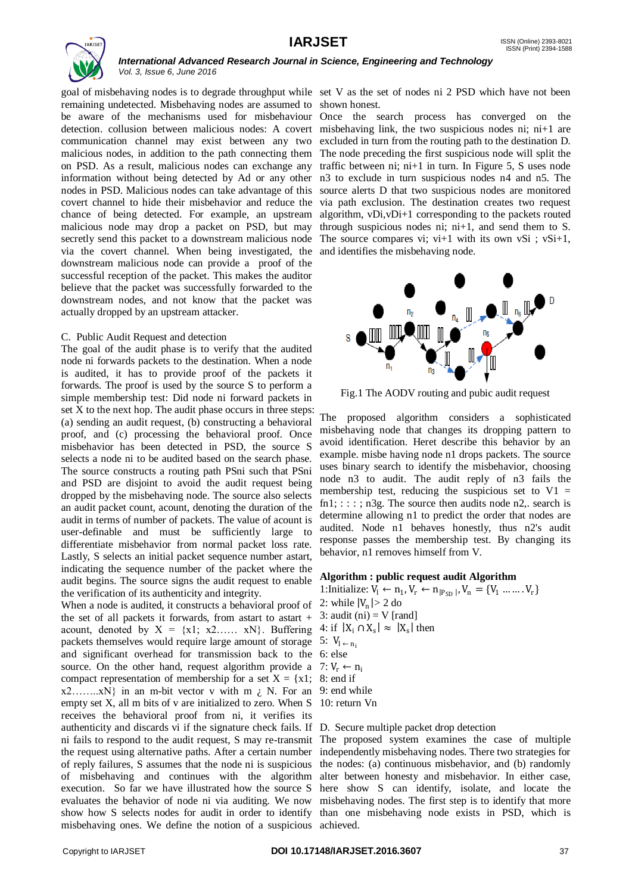goal of misbehaving nodes is to degrade throughput while remaining undetected. Misbehaving nodes are assumed to be aware of the mechanisms used for misbehaviour detection. collusion between malicious nodes: A covert communication channel may exist between any two malicious nodes, in addition to the path connecting them on PSD. As a result, malicious nodes can exchange any information without being detected by Ad or any other nodes in PSD. Malicious nodes can take advantage of this covert channel to hide their misbehavior and reduce the chance of being detected. For example, an upstream malicious node may drop a packet on PSD, but may secretly send this packet to a downstream malicious node via the covert channel. When being investigated, the downstream malicious node can provide a proof of the successful reception of the packet. This makes the auditor believe that the packet was successfully forwarded to the downstream nodes, and not know that the packet was actually dropped by an upstream attacker.

C. Public Audit Request and detection

The goal of the audit phase is to verify that the audited node ni forwards packets to the destination. When a node is audited, it has to provide proof of the packets it forwards. The proof is used by the source S to perform a simple membership test: Did node ni forward packets in set X to the next hop. The audit phase occurs in three steps: (a) sending an audit request, (b) constructing a behavioral proof, and (c) processing the behavioral proof. Once misbehavior has been detected in PSD, the source S selects a node ni to be audited based on the search phase. The source constructs a routing path PSni such that PSni and PSD are disjoint to avoid the audit request being dropped by the misbehaving node. The source also selects an audit packet count, acount, denoting the duration of the audit in terms of number of packets. The value of acount is user-definable and must be sufficiently large to differentiate misbehavior from normal packet loss rate. Lastly, S selects an initial packet sequence number astart, indicating the sequence number of the packet where the audit begins. The source signs the audit request to enable the verification of its authenticity and integrity.

When a node is audited, it constructs a behavioral proof of the set of all packets it forwards, from astart to astart + acount, denoted by X = {x1; x2…… xN}. Buffering packets themselves would require large amount of storage and significant overhead for transmission back to the source. On the other hand, request algorithm provide a compact representation of membership for a set X = {x1; x2……..xN} in an m-bit vector v with m ¿ N. For an empty set X, all m bits of v are initialized to zero. When S receives the behavioral proof from ni, it verifies its authenticity and discards vi if the signature check fails. If ni fails to respond to the audit request, S may re-transmit the request using alternative paths. After a certain number of reply failures, S assumes that the node ni is suspicious of misbehaving and continues with the algorithm execution. So far we have illustrated how the source S evaluates the behavior of node ni via auditing. We now show how S selects nodes for audit in order to identify misbehaving ones. We define the notion of a suspicious set V as the set of nodes ni 2 PSD which have not been shown honest.

Once the search process has converged on the misbehaving link, the two suspicious nodes ni; ni+1 are excluded in turn from the routing path to the destination D. The node preceding the first suspicious node will split the traffic between ni; ni+1 in turn. In Figure 5, S uses node n3 to exclude in turn suspicious nodes n4 and n5. The source alerts D that two suspicious nodes are monitored via path exclusion. The destination creates two request algorithm, vDi,vDi+1 corresponding to the packets routed through suspicious nodes ni; ni+1, and send them to S. The source compares vi; vi+1 with its own vSi ; vSi+1, and identifies the misbehaving node.

Fig.1 The AODV routing and pubic audit request

The proposed algorithm considers a sophisticated misbehaving node that changes its dropping pattern to avoid identification. Heret describe this behavior by an example. misbe having node n1 drops packets. The source uses binary search to identify the misbehavior, choosing node n3 to audit. The audit reply of n3 fails the membership test, reducing the suspicious set to V1 = fn1; : : : ; n3g. The source then audits node n2,. search is determine allowing n1 to predict the order that nodes are audited. Node n1 behaves honestly, thus n2's audit response passes the membership test. By changing its behavior, n1 removes himself from V.

**Algorithm : public request audit Algorithm**

1:Initialize: $V_l \leftarrow n_1, V_r \leftarrow n_{|P_{SD}|}, V_n = \{V_1 \ldots\ldots V_r\}$
2: while $|V_n| > 2$ do
3: audit (ni) = V [rand]
4: if $|X_i \cap X_s| \approx |X_s|$ then
5: $V_{l \leftarrow n_i}$
6: else
7: $V_r \leftarrow n_i$
8: end if
9: end while
10: return Vn

D. Secure multiple packet drop detection

The proposed system examines the case of multiple independently misbehaving nodes. There two strategies for the nodes: (a) continuous misbehavior, and (b) randomly alter between honesty and misbehavior. In either case, here show S can identify, isolate, and locate the misbehaving nodes. The first step is to identify that more than one misbehaving node exists in PSD, which is achieved.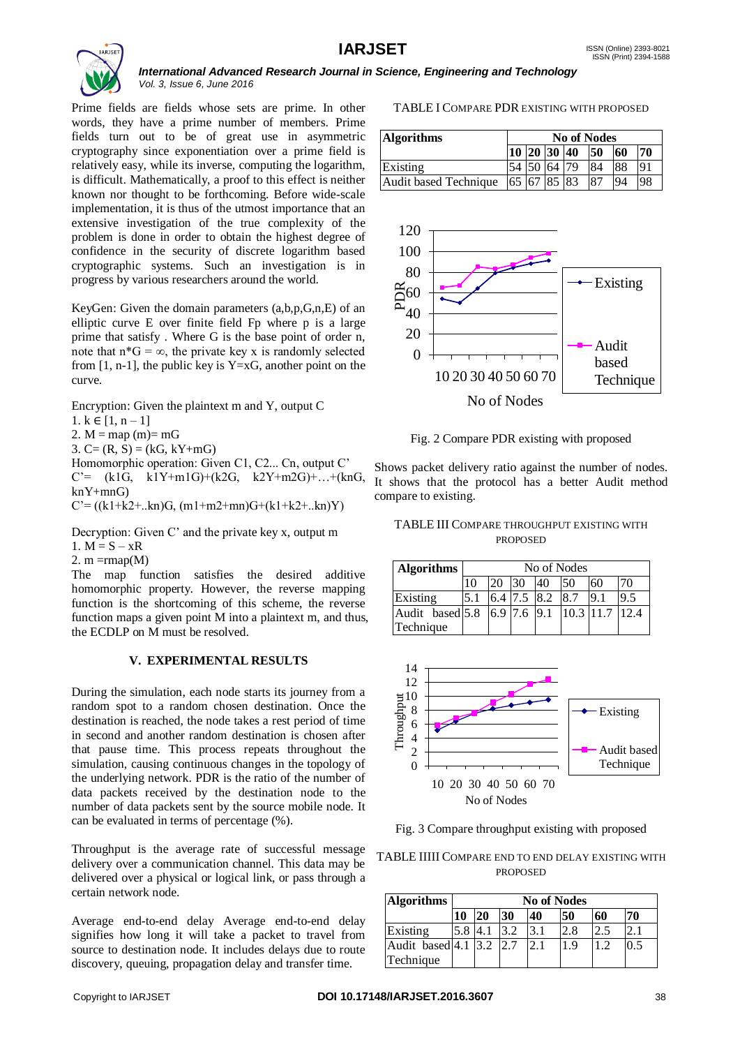Prime fields are fields whose sets are prime. In other words, they have a prime number of members. Prime fields turn out to be of great use in asymmetric cryptography since exponentiation over a prime field is relatively easy, while its inverse, computing the logarithm, is difficult. Mathematically, a proof to this effect is neither known nor thought to be forthcoming. Before wide-scale implementation, it is thus of the utmost importance that an extensive investigation of the true complexity of the problem is done in order to obtain the highest degree of confidence in the security of discrete logarithm based cryptographic systems. Such an investigation is in progress by various researchers around the world.

KeyGen: Given the domain parameters (a,b,p,G,n,E) of an elliptic curve E over finite field Fp where p is a large prime that satisfy . Where G is the base point of order n, note that $n*G = \infty$, the private key x is randomly selected from [1, n-1], the public key is Y=xG, another point on the curve.

Encryption: Given the plaintext m and Y, output C

1. $k \in [1, n-1]$
2. M = map (m)= mG
3. C= (R, S) = (kG, kY+mG)

Homomorphic operation: Given C1, C2... Cn, output C'

C'= (k1G, k1Y+m1G)+(k2G, k2Y+m2G)+…+(knG, knY+mnG)

C'= ((k1+k2+..kn)G, (m1+m2+mn)G+(k1+k2+..kn)Y)

Decryption: Given C' and the private key x, output m

1. M = S – xR
2. m =rmap(M)

The map function satisfies the desired additive homomorphic property. However, the reverse mapping function is the shortcoming of this scheme, the reverse function maps a given point M into a plaintext m, and thus, the ECDLP on M must be resolved.

## V. EXPERIMENTAL RESULTS

During the simulation, each node starts its journey from a random spot to a random chosen destination. Once the destination is reached, the node takes a rest period of time in second and another random destination is chosen after that pause time. This process repeats throughout the simulation, causing continuous changes in the topology of the underlying network. PDR is the ratio of the number of data packets received by the destination node to the number of data packets sent by the source mobile node. It can be evaluated in terms of percentage (%).

Throughput is the average rate of successful message delivery over a communication channel. This data may be delivered over a physical or logical link, or pass through a certain network node.

Average end-to-end delay Average end-to-end delay signifies how long it will take a packet to travel from source to destination node. It includes delays due to route discovery, queuing, propagation delay and transfer time.

TABLE I COMPARE PDR EXISTING WITH PROPOSED

| Algorithms | No of Nodes | | | | | | |
|---|---|---|---|---|---|---|---|
| | 10 | 20 | 30 | 40 | 50 | 60 | 70 |
| Existing | 54 | 50 | 64 | 79 | 84 | 88 | 91 |
| Audit based Technique | 65 | 67 | 85 | 83 | 87 | 94 | 98 |

Fig. 2 Compare PDR existing with proposed

Shows packet delivery ratio against the number of nodes. It shows that the protocol has a better Audit method compare to existing.

TABLE III COMPARE THROUGHPUT EXISTING WITH PROPOSED

| Algorithms | No of Nodes | | | | | | |
|---|---|---|---|---|---|---|---|
| | 10 | 20 | 30 | 40 | 50 | 60 | 70 |
| Existing | 5.1 | 6.4 | 7.5 | 8.2 | 8.7 | 9.1 | 9.5 |
| Audit based Technique | 5.8 | 6.9 | 7.6 | 9.1 | 10.3 | 11.7 | 12.4 |

Fig. 3 Compare throughput existing with proposed

TABLE IIII COMPARE END TO END DELAY EXISTING WITH PROPOSED

| Algorithms | No of Nodes | | | | | | |
|---|---|---|---|---|---|---|---|
| | 10 | 20 | 30 | 40 | 50 | 60 | 70 |
| Existing | 5.8 | 4.1 | 3.2 | 3.1 | 2.8 | 2.5 | 2.1 |
| Audit based Technique | 4.1 | 3.2 | 2.7 | 2.1 | 1.9 | 1.2 | 0.5 |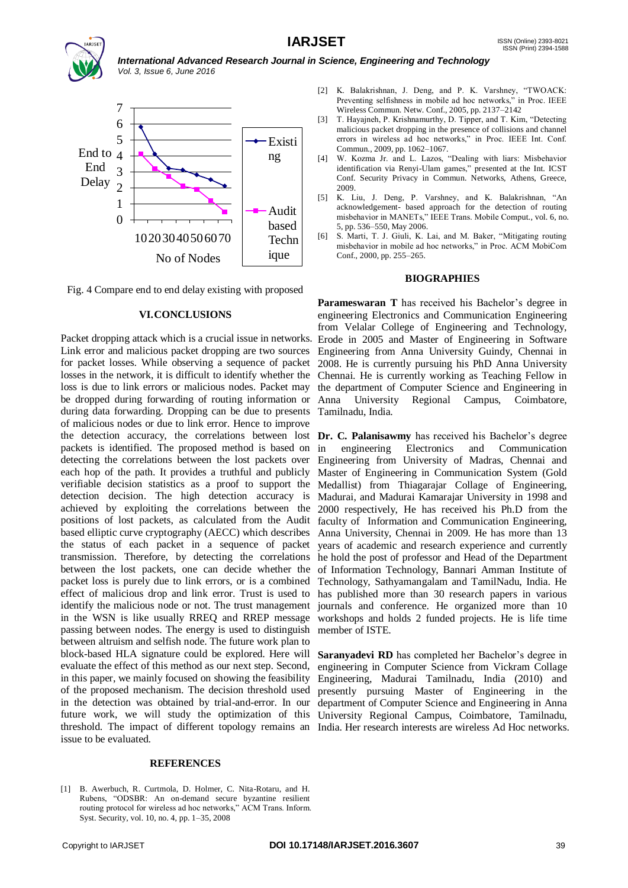7
6
5
End to End Delay 4
3
2
1
0
10 20 30 40 50 60 70
No of Nodes
Existing
Audit based Technique

Fig. 4 Compare end to end delay existing with proposed

## VI. CONCLUSIONS

Packet dropping attack which is a crucial issue in networks. Link error and malicious packet dropping are two sources for packet losses. While observing a sequence of packet losses in the network, it is difficult to identify whether the loss is due to link errors or malicious nodes. Packet may be dropped during forwarding of routing information or during data forwarding. Dropping can be due to presents of malicious nodes or due to link error. Hence to improve the detection accuracy, the correlations between lost packets is identified. The proposed method is based on detecting the correlations between the lost packets over each hop of the path. It provides a truthful and publicly verifiable decision statistics as a proof to support the detection decision. The high detection accuracy is achieved by exploiting the correlations between the positions of lost packets, as calculated from the Audit based elliptic curve cryptography (AECC) which describes the status of each packet in a sequence of packet transmission. Therefore, by detecting the correlations between the lost packets, one can decide whether the packet loss is purely due to link errors, or is a combined effect of malicious drop and link error. Trust is used to identify the malicious node or not. The trust management in the WSN is like usually RREQ and RREP message passing between nodes. The energy is used to distinguish between altruism and selfish node. The future work plan to block-based HLA signature could be explored. Here will evaluate the effect of this method as our next step. Second, in this paper, we mainly focused on showing the feasibility of the proposed mechanism. The decision threshold used in the detection was obtained by trial-and-error. In our future work, we will study the optimization of this threshold. The impact of different topology remains an issue to be evaluated.

## REFERENCES

[1] B. Awerbuch, R. Curtmola, D. Holmer, C. Nita-Rotaru, and H. Rubens, "ODSBR: An on-demand secure byzantine resilient routing protocol for wireless ad hoc networks," ACM Trans. Inform. Syst. Security, vol. 10, no. 4, pp. 1–35, 2008

[2] K. Balakrishnan, J. Deng, and P. K. Varshney, "TWOACK: Preventing selfishness in mobile ad hoc networks," in Proc. IEEE Wireless Commun. Netw. Conf., 2005, pp. 2137–2142

[3] T. Hayajneh, P. Krishnamurthy, D. Tipper, and T. Kim, "Detecting malicious packet dropping in the presence of collisions and channel errors in wireless ad hoc networks," in Proc. IEEE Int. Conf. Commun., 2009, pp. 1062–1067.

[4] W. Kozma Jr. and L. Lazos, "Dealing with liars: Misbehavior identification via Renyi-Ulam games," presented at the Int. ICST Conf. Security Privacy in Commun. Networks, Athens, Greece, 2009.

[5] K. Liu, J. Deng, P. Varshney, and K. Balakrishnan, "An acknowledgement- based approach for the detection of routing misbehavior in MANETs," IEEE Trans. Mobile Comput., vol. 6, no. 5, pp. 536–550, May 2006.

[6] S. Marti, T. J. Giuli, K. Lai, and M. Baker, "Mitigating routing misbehavior in mobile ad hoc networks," in Proc. ACM MobiCom Conf., 2000, pp. 255–265.

## BIOGRAPHIES

**Parameswaran T** has received his Bachelor's degree in engineering Electronics and Communication Engineering from Velalar College of Engineering and Technology, Erode in 2005 and Master of Engineering in Software Engineering from Anna University Guindy, Chennai in 2008. He is currently pursuing his PhD Anna University Chennai. He is currently working as Teaching Fellow in the department of Computer Science and Engineering in Anna University Regional Campus, Coimbatore, Tamilnadu, India.

**Dr. C. Palanisawmy** has received his Bachelor's degree in engineering Electronics and Communication Engineering from University of Madras, Chennai and Master of Engineering in Communication System (Gold Medallist) from Thiagarajar Collage of Engineering, Madurai, and Madurai Kamarajar University in 1998 and 2000 respectively, He has received his Ph.D from the faculty of Information and Communication Engineering, Anna University, Chennai in 2009. He has more than 13 years of academic and research experience and currently he hold the post of professor and Head of the Department of Information Technology, Bannari Amman Institute of Technology, Sathyamangalam and TamilNadu, India. He has published more than 30 research papers in various journals and conference. He organized more than 10 workshops and holds 2 funded projects. He is life time member of ISTE.

**Saranyadevi RD** has completed her Bachelor's degree in engineering in Computer Science from Vickram Collage Engineering, Madurai Tamilnadu, India (2010) and presently pursuing Master of Engineering in the department of Computer Science and Engineering in Anna University Regional Campus, Coimbatore, Tamilnadu, India. Her research interests are wireless Ad Hoc networks.